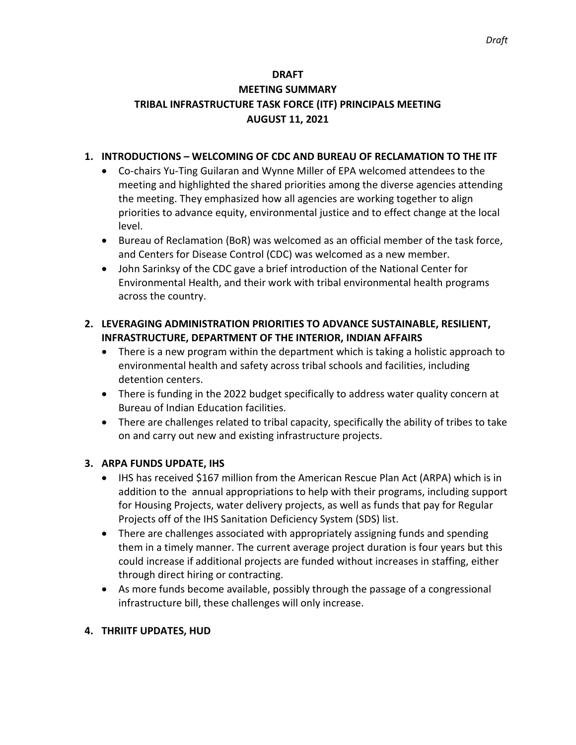**DRAFT**

**MEETING SUMMARY**

**TRIBAL INFRASTRUCTURE TASK FORCE (ITF) PRINCIPALS MEETING**

**AUGUST 11, 2021**

## 1. INTRODUCTIONS – WELCOMING OF CDC AND BUREAU OF RECLAMATION TO THE ITF

- Co-chairs Yu-Ting Guilaran and Wynne Miller of EPA welcomed attendees to the meeting and highlighted the shared priorities among the diverse agencies attending the meeting. They emphasized how all agencies are working together to align priorities to advance equity, environmental justice and to effect change at the local level.
- Bureau of Reclamation (BoR) was welcomed as an official member of the task force, and Centers for Disease Control (CDC) was welcomed as a new member.
- John Sarinksy of the CDC gave a brief introduction of the National Center for Environmental Health, and their work with tribal environmental health programs across the country.

## 2. LEVERAGING ADMINISTRATION PRIORITIES TO ADVANCE SUSTAINABLE, RESILIENT, INFRASTRUCTURE, DEPARTMENT OF THE INTERIOR, INDIAN AFFAIRS

- There is a new program within the department which is taking a holistic approach to environmental health and safety across tribal schools and facilities, including detention centers.
- There is funding in the 2022 budget specifically to address water quality concern at Bureau of Indian Education facilities.
- There are challenges related to tribal capacity, specifically the ability of tribes to take on and carry out new and existing infrastructure projects.

## 3. ARPA FUNDS UPDATE, IHS

- IHS has received $167 million from the American Rescue Plan Act (ARPA) which is in addition to the annual appropriations to help with their programs, including support for Housing Projects, water delivery projects, as well as funds that pay for Regular Projects off of the IHS Sanitation Deficiency System (SDS) list.
- There are challenges associated with appropriately assigning funds and spending them in a timely manner. The current average project duration is four years but this could increase if additional projects are funded without increases in staffing, either through direct hiring or contracting.
- As more funds become available, possibly through the passage of a congressional infrastructure bill, these challenges will only increase.

## 4. THRIITF UPDATES, HUD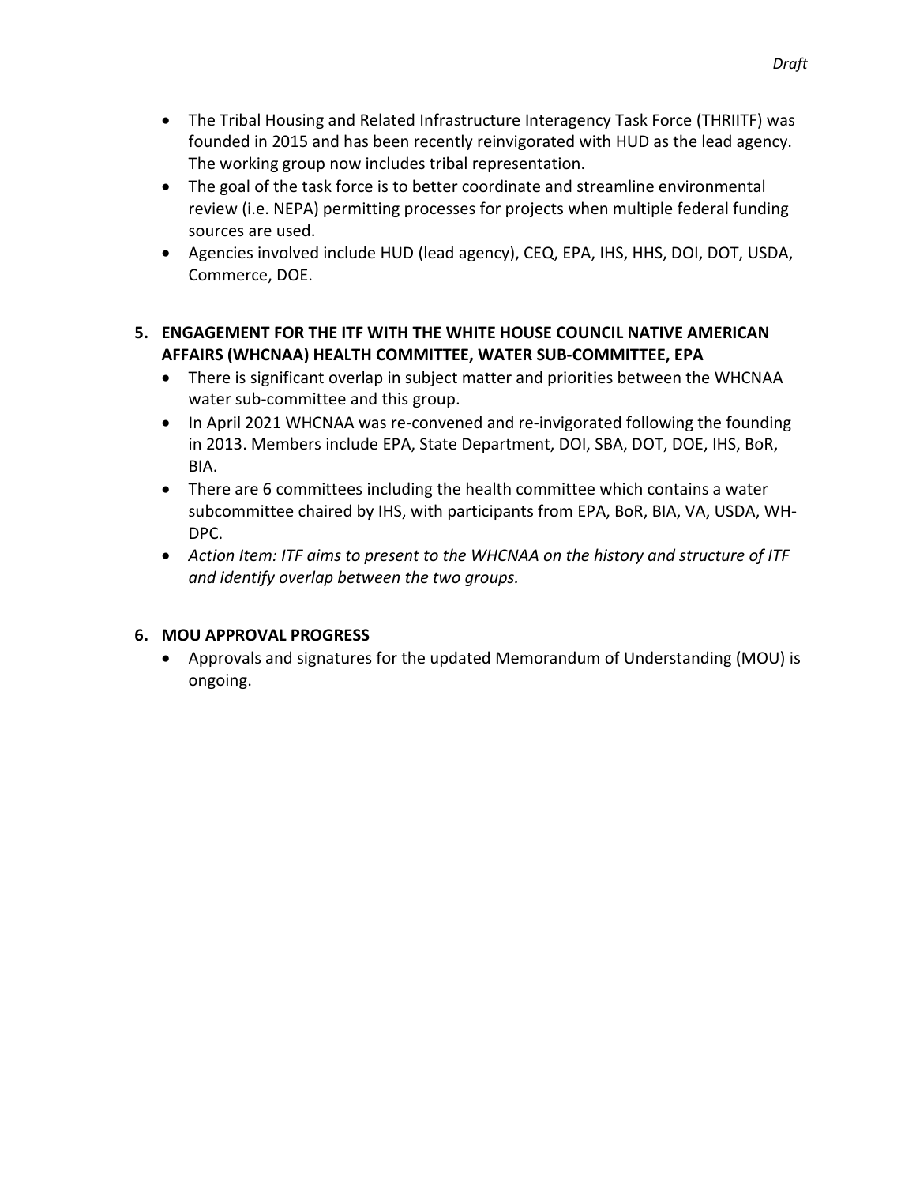*Draft*

- The Tribal Housing and Related Infrastructure Interagency Task Force (THRIITF) was founded in 2015 and has been recently reinvigorated with HUD as the lead agency. The working group now includes tribal representation.
- The goal of the task force is to better coordinate and streamline environmental review (i.e. NEPA) permitting processes for projects when multiple federal funding sources are used.
- Agencies involved include HUD (lead agency), CEQ, EPA, IHS, HHS, DOI, DOT, USDA, Commerce, DOE.

**5. ENGAGEMENT FOR THE ITF WITH THE WHITE HOUSE COUNCIL NATIVE AMERICAN AFFAIRS (WHCNAA) HEALTH COMMITTEE, WATER SUB-COMMITTEE, EPA**

- There is significant overlap in subject matter and priorities between the WHCNAA water sub-committee and this group.
- In April 2021 WHCNAA was re-convened and re-invigorated following the founding in 2013. Members include EPA, State Department, DOI, SBA, DOT, DOE, IHS, BoR, BIA.
- There are 6 committees including the health committee which contains a water subcommittee chaired by IHS, with participants from EPA, BoR, BIA, VA, USDA, WH-DPC.
- *Action Item: ITF aims to present to the WHCNAA on the history and structure of ITF and identify overlap between the two groups.*

**6. MOU APPROVAL PROGRESS**

- Approvals and signatures for the updated Memorandum of Understanding (MOU) is ongoing.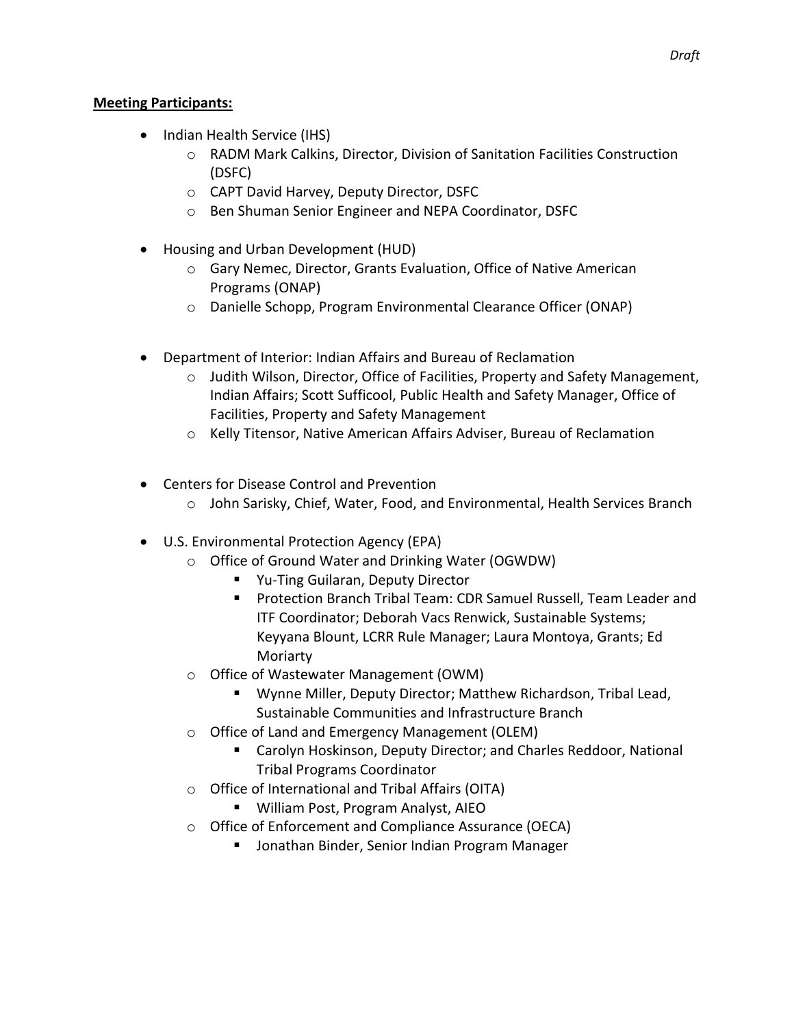*Draft*

**Meeting Participants:**

- Indian Health Service (IHS)
    - RADM Mark Calkins, Director, Division of Sanitation Facilities Construction (DSFC)
    - CAPT David Harvey, Deputy Director, DSFC
    - Ben Shuman Senior Engineer and NEPA Coordinator, DSFC
- Housing and Urban Development (HUD)
    - Gary Nemec, Director, Grants Evaluation, Office of Native American Programs (ONAP)
    - Danielle Schopp, Program Environmental Clearance Officer (ONAP)
- Department of Interior: Indian Affairs and Bureau of Reclamation
    - Judith Wilson, Director, Office of Facilities, Property and Safety Management, Indian Affairs; Scott Sufficool, Public Health and Safety Manager, Office of Facilities, Property and Safety Management
    - Kelly Titensor, Native American Affairs Adviser, Bureau of Reclamation
- Centers for Disease Control and Prevention
    - John Sarisky, Chief, Water, Food, and Environmental, Health Services Branch
- U.S. Environmental Protection Agency (EPA)
    - Office of Ground Water and Drinking Water (OGWDW)
        - Yu-Ting Guilaran, Deputy Director
        - Protection Branch Tribal Team: CDR Samuel Russell, Team Leader and ITF Coordinator; Deborah Vacs Renwick, Sustainable Systems; Keyyana Blount, LCRR Rule Manager; Laura Montoya, Grants; Ed Moriarty
    - Office of Wastewater Management (OWM)
        - Wynne Miller, Deputy Director; Matthew Richardson, Tribal Lead, Sustainable Communities and Infrastructure Branch
    - Office of Land and Emergency Management (OLEM)
        - Carolyn Hoskinson, Deputy Director; and Charles Reddoor, National Tribal Programs Coordinator
    - Office of International and Tribal Affairs (OITA)
        - William Post, Program Analyst, AIEO
    - Office of Enforcement and Compliance Assurance (OECA)
        - Jonathan Binder, Senior Indian Program Manager